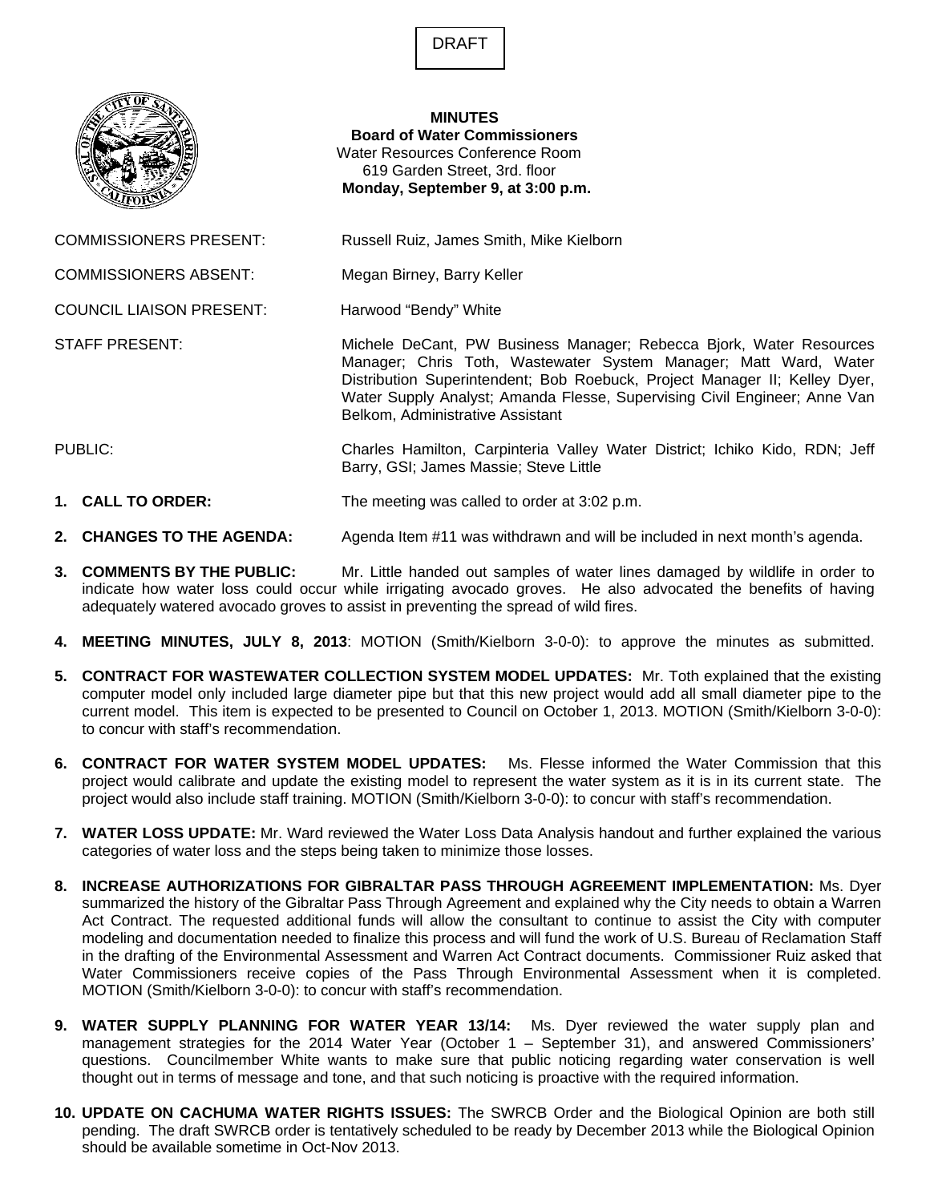DRAFT

**MINUTES**
**Board of Water Commissioners**
Water Resources Conference Room
619 Garden Street, 3rd. floor
**Monday, September 9, at 3:00 p.m.**

COMMISSIONERS PRESENT: Russell Ruiz, James Smith, Mike Kielborn

COMMISSIONERS ABSENT: Megan Birney, Barry Keller

COUNCIL LIAISON PRESENT: Harwood "Bendy" White

STAFF PRESENT: Michele DeCant, PW Business Manager; Rebecca Bjork, Water Resources Manager; Chris Toth, Wastewater System Manager; Matt Ward, Water Distribution Superintendent; Bob Roebuck, Project Manager II; Kelley Dyer, Water Supply Analyst; Amanda Flesse, Supervising Civil Engineer; Anne Van Belkom, Administrative Assistant

PUBLIC: Charles Hamilton, Carpinteria Valley Water District; Ichiko Kido, RDN; Jeff Barry, GSI; James Massie; Steve Little

1. **CALL TO ORDER:** The meeting was called to order at 3:02 p.m.

2. **CHANGES TO THE AGENDA:** Agenda Item #11 was withdrawn and will be included in next month's agenda.

3. **COMMENTS BY THE PUBLIC:** Mr. Little handed out samples of water lines damaged by wildlife in order to indicate how water loss could occur while irrigating avocado groves. He also advocated the benefits of having adequately watered avocado groves to assist in preventing the spread of wild fires.

4. **MEETING MINUTES, JULY 8, 2013**: MOTION (Smith/Kielborn 3-0-0): to approve the minutes as submitted.

5. **CONTRACT FOR WASTEWATER COLLECTION SYSTEM MODEL UPDATES:** Mr. Toth explained that the existing computer model only included large diameter pipe but that this new project would add all small diameter pipe to the current model. This item is expected to be presented to Council on October 1, 2013. MOTION (Smith/Kielborn 3-0-0): to concur with staff's recommendation.

6. **CONTRACT FOR WATER SYSTEM MODEL UPDATES:** Ms. Flesse informed the Water Commission that this project would calibrate and update the existing model to represent the water system as it is in its current state. The project would also include staff training. MOTION (Smith/Kielborn 3-0-0): to concur with staff's recommendation.

7. **WATER LOSS UPDATE:** Mr. Ward reviewed the Water Loss Data Analysis handout and further explained the various categories of water loss and the steps being taken to minimize those losses.

8. **INCREASE AUTHORIZATIONS FOR GIBRALTAR PASS THROUGH AGREEMENT IMPLEMENTATION:** Ms. Dyer summarized the history of the Gibraltar Pass Through Agreement and explained why the City needs to obtain a Warren Act Contract. The requested additional funds will allow the consultant to continue to assist the City with computer modeling and documentation needed to finalize this process and will fund the work of U.S. Bureau of Reclamation Staff in the drafting of the Environmental Assessment and Warren Act Contract documents. Commissioner Ruiz asked that Water Commissioners receive copies of the Pass Through Environmental Assessment when it is completed. MOTION (Smith/Kielborn 3-0-0): to concur with staff's recommendation.

9. **WATER SUPPLY PLANNING FOR WATER YEAR 13/14:** Ms. Dyer reviewed the water supply plan and management strategies for the 2014 Water Year (October 1 – September 31), and answered Commissioners' questions. Councilmember White wants to make sure that public noticing regarding water conservation is well thought out in terms of message and tone, and that such noticing is proactive with the required information.

10. **UPDATE ON CACHUMA WATER RIGHTS ISSUES:** The SWRCB Order and the Biological Opinion are both still pending. The draft SWRCB order is tentatively scheduled to be ready by December 2013 while the Biological Opinion should be available sometime in Oct-Nov 2013.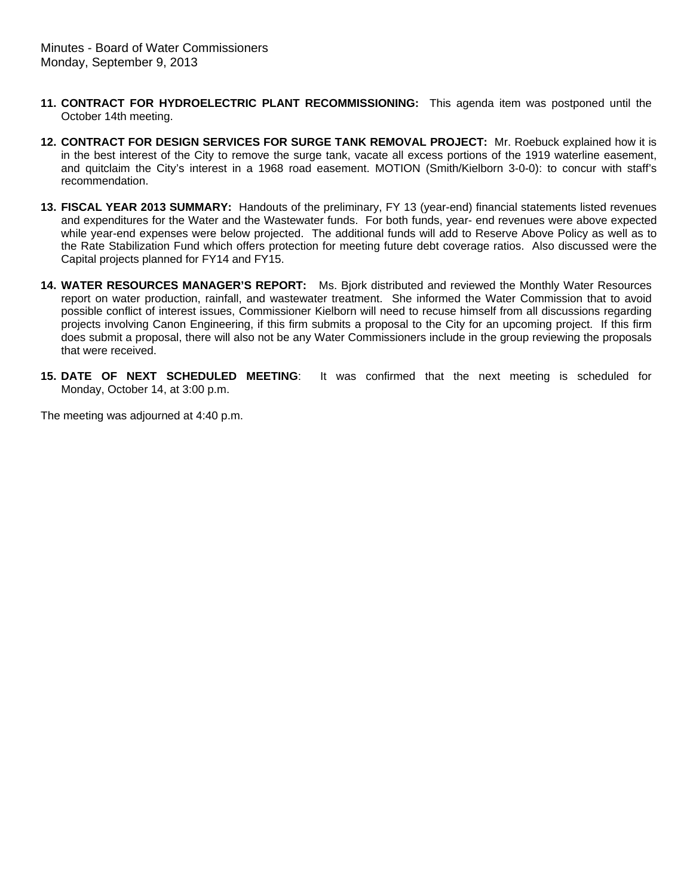11. **CONTRACT FOR HYDROELECTRIC PLANT RECOMMISSIONING:** This agenda item was postponed until the October 14th meeting.

12. **CONTRACT FOR DESIGN SERVICES FOR SURGE TANK REMOVAL PROJECT:** Mr. Roebuck explained how it is in the best interest of the City to remove the surge tank, vacate all excess portions of the 1919 waterline easement, and quitclaim the City's interest in a 1968 road easement. MOTION (Smith/Kielborn 3-0-0): to concur with staff's recommendation.

13. **FISCAL YEAR 2013 SUMMARY:** Handouts of the preliminary, FY 13 (year-end) financial statements listed revenues and expenditures for the Water and the Wastewater funds. For both funds, year- end revenues were above expected while year-end expenses were below projected. The additional funds will add to Reserve Above Policy as well as to the Rate Stabilization Fund which offers protection for meeting future debt coverage ratios. Also discussed were the Capital projects planned for FY14 and FY15.

14. **WATER RESOURCES MANAGER'S REPORT:** Ms. Bjork distributed and reviewed the Monthly Water Resources report on water production, rainfall, and wastewater treatment. She informed the Water Commission that to avoid possible conflict of interest issues, Commissioner Kielborn will need to recuse himself from all discussions regarding projects involving Canon Engineering, if this firm submits a proposal to the City for an upcoming project. If this firm does submit a proposal, there will also not be any Water Commissioners include in the group reviewing the proposals that were received.

15. **DATE OF NEXT SCHEDULED MEETING**: It was confirmed that the next meeting is scheduled for Monday, October 14, at 3:00 p.m.

The meeting was adjourned at 4:40 p.m.